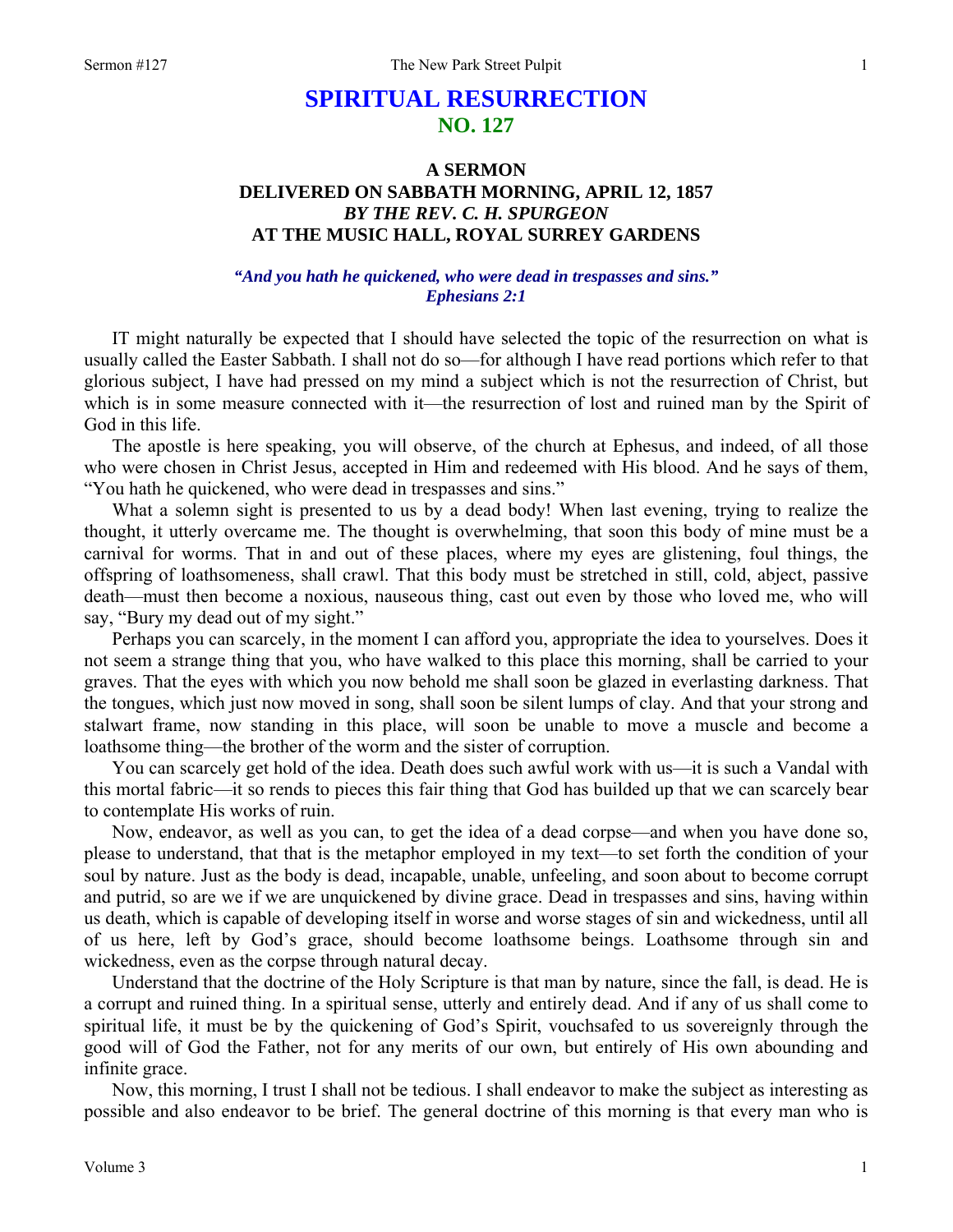# SPIRITUAL RESURRECTION
## NO. 127

### A SERMON
### DELIVERED ON SABBATH MORNING, APRIL 12, 1857
### *BY THE REV. C. H. SPURGEON*
### AT THE MUSIC HALL, ROYAL SURREY GARDENS

***"And you hath he quickened, who were dead in trespasses and sins." Ephesians 2:1***

IT might naturally be expected that I should have selected the topic of the resurrection on what is usually called the Easter Sabbath. I shall not do so—for although I have read portions which refer to that glorious subject, I have had pressed on my mind a subject which is not the resurrection of Christ, but which is in some measure connected with it—the resurrection of lost and ruined man by the Spirit of God in this life.

The apostle is here speaking, you will observe, of the church at Ephesus, and indeed, of all those who were chosen in Christ Jesus, accepted in Him and redeemed with His blood. And he says of them, "You hath he quickened, who were dead in trespasses and sins."

What a solemn sight is presented to us by a dead body! When last evening, trying to realize the thought, it utterly overcame me. The thought is overwhelming, that soon this body of mine must be a carnival for worms. That in and out of these places, where my eyes are glistening, foul things, the offspring of loathsomeness, shall crawl. That this body must be stretched in still, cold, abject, passive death—must then become a noxious, nauseous thing, cast out even by those who loved me, who will say, "Bury my dead out of my sight."

Perhaps you can scarcely, in the moment I can afford you, appropriate the idea to yourselves. Does it not seem a strange thing that you, who have walked to this place this morning, shall be carried to your graves. That the eyes with which you now behold me shall soon be glazed in everlasting darkness. That the tongues, which just now moved in song, shall soon be silent lumps of clay. And that your strong and stalwart frame, now standing in this place, will soon be unable to move a muscle and become a loathsome thing—the brother of the worm and the sister of corruption.

You can scarcely get hold of the idea. Death does such awful work with us—it is such a Vandal with this mortal fabric—it so rends to pieces this fair thing that God has builded up that we can scarcely bear to contemplate His works of ruin.

Now, endeavor, as well as you can, to get the idea of a dead corpse—and when you have done so, please to understand, that that is the metaphor employed in my text—to set forth the condition of your soul by nature. Just as the body is dead, incapable, unable, unfeeling, and soon about to become corrupt and putrid, so are we if we are unquickened by divine grace. Dead in trespasses and sins, having within us death, which is capable of developing itself in worse and worse stages of sin and wickedness, until all of us here, left by God's grace, should become loathsome beings. Loathsome through sin and wickedness, even as the corpse through natural decay.

Understand that the doctrine of the Holy Scripture is that man by nature, since the fall, is dead. He is a corrupt and ruined thing. In a spiritual sense, utterly and entirely dead. And if any of us shall come to spiritual life, it must be by the quickening of God's Spirit, vouchsafed to us sovereignly through the good will of God the Father, not for any merits of our own, but entirely of His own abounding and infinite grace.

Now, this morning, I trust I shall not be tedious. I shall endeavor to make the subject as interesting as possible and also endeavor to be brief. The general doctrine of this morning is that every man who is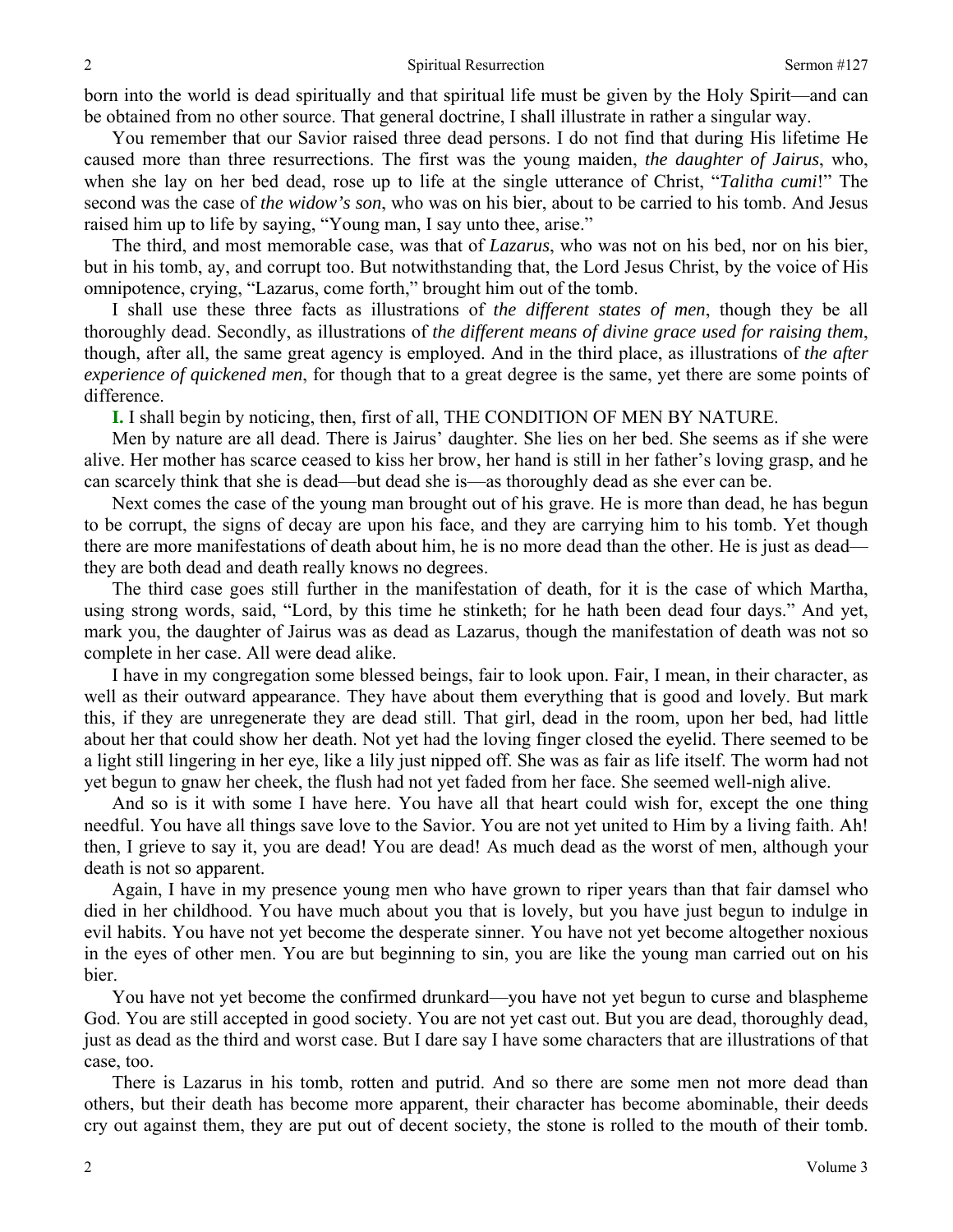born into the world is dead spiritually and that spiritual life must be given by the Holy Spirit—and can be obtained from no other source. That general doctrine, I shall illustrate in rather a singular way.

You remember that our Savior raised three dead persons. I do not find that during His lifetime He caused more than three resurrections. The first was the young maiden, *the daughter of Jairus*, who, when she lay on her bed dead, rose up to life at the single utterance of Christ, "*Talitha cumi*!" The second was the case of *the widow's son*, who was on his bier, about to be carried to his tomb. And Jesus raised him up to life by saying, "Young man, I say unto thee, arise."

The third, and most memorable case, was that of *Lazarus*, who was not on his bed, nor on his bier, but in his tomb, ay, and corrupt too. But notwithstanding that, the Lord Jesus Christ, by the voice of His omnipotence, crying, "Lazarus, come forth," brought him out of the tomb.

I shall use these three facts as illustrations of *the different states of men*, though they be all thoroughly dead. Secondly, as illustrations of *the different means of divine grace used for raising them*, though, after all, the same great agency is employed. And in the third place, as illustrations of *the after experience of quickened men*, for though that to a great degree is the same, yet there are some points of difference.

**I.** I shall begin by noticing, then, first of all, THE CONDITION OF MEN BY NATURE.

Men by nature are all dead. There is Jairus' daughter. She lies on her bed. She seems as if she were alive. Her mother has scarce ceased to kiss her brow, her hand is still in her father's loving grasp, and he can scarcely think that she is dead—but dead she is—as thoroughly dead as she ever can be.

Next comes the case of the young man brought out of his grave. He is more than dead, he has begun to be corrupt, the signs of decay are upon his face, and they are carrying him to his tomb. Yet though there are more manifestations of death about him, he is no more dead than the other. He is just as dead—they are both dead and death really knows no degrees.

The third case goes still further in the manifestation of death, for it is the case of which Martha, using strong words, said, "Lord, by this time he stinketh; for he hath been dead four days." And yet, mark you, the daughter of Jairus was as dead as Lazarus, though the manifestation of death was not so complete in her case. All were dead alike.

I have in my congregation some blessed beings, fair to look upon. Fair, I mean, in their character, as well as their outward appearance. They have about them everything that is good and lovely. But mark this, if they are unregenerate they are dead still. That girl, dead in the room, upon her bed, had little about her that could show her death. Not yet had the loving finger closed the eyelid. There seemed to be a light still lingering in her eye, like a lily just nipped off. She was as fair as life itself. The worm had not yet begun to gnaw her cheek, the flush had not yet faded from her face. She seemed well-nigh alive.

And so is it with some I have here. You have all that heart could wish for, except the one thing needful. You have all things save love to the Savior. You are not yet united to Him by a living faith. Ah! then, I grieve to say it, you are dead! You are dead! As much dead as the worst of men, although your death is not so apparent.

Again, I have in my presence young men who have grown to riper years than that fair damsel who died in her childhood. You have much about you that is lovely, but you have just begun to indulge in evil habits. You have not yet become the desperate sinner. You have not yet become altogether noxious in the eyes of other men. You are but beginning to sin, you are like the young man carried out on his bier.

You have not yet become the confirmed drunkard—you have not yet begun to curse and blaspheme God. You are still accepted in good society. You are not yet cast out. But you are dead, thoroughly dead, just as dead as the third and worst case. But I dare say I have some characters that are illustrations of that case, too.

There is Lazarus in his tomb, rotten and putrid. And so there are some men not more dead than others, but their death has become more apparent, their character has become abominable, their deeds cry out against them, they are put out of decent society, the stone is rolled to the mouth of their tomb.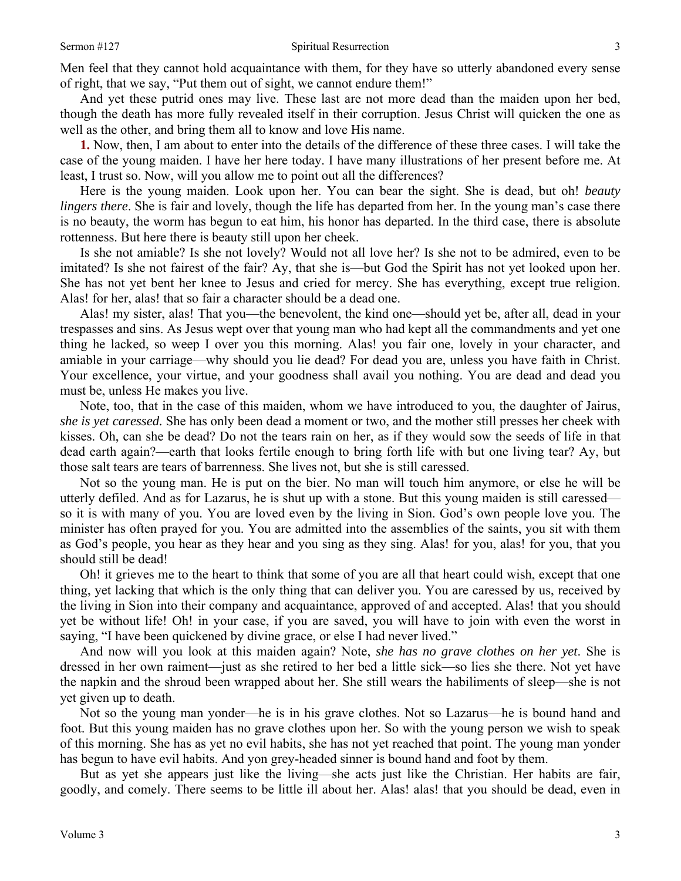Men feel that they cannot hold acquaintance with them, for they have so utterly abandoned every sense of right, that we say, "Put them out of sight, we cannot endure them!"

And yet these putrid ones may live. These last are not more dead than the maiden upon her bed, though the death has more fully revealed itself in their corruption. Jesus Christ will quicken the one as well as the other, and bring them all to know and love His name.

**1.** Now, then, I am about to enter into the details of the difference of these three cases. I will take the case of the young maiden. I have her here today. I have many illustrations of her present before me. At least, I trust so. Now, will you allow me to point out all the differences?

Here is the young maiden. Look upon her. You can bear the sight. She is dead, but oh! *beauty lingers there*. She is fair and lovely, though the life has departed from her. In the young man's case there is no beauty, the worm has begun to eat him, his honor has departed. In the third case, there is absolute rottenness. But here there is beauty still upon her cheek.

Is she not amiable? Is she not lovely? Would not all love her? Is she not to be admired, even to be imitated? Is she not fairest of the fair? Ay, that she is—but God the Spirit has not yet looked upon her. She has not yet bent her knee to Jesus and cried for mercy. She has everything, except true religion. Alas! for her, alas! that so fair a character should be a dead one.

Alas! my sister, alas! That you—the benevolent, the kind one—should yet be, after all, dead in your trespasses and sins. As Jesus wept over that young man who had kept all the commandments and yet one thing he lacked, so weep I over you this morning. Alas! you fair one, lovely in your character, and amiable in your carriage—why should you lie dead? For dead you are, unless you have faith in Christ. Your excellence, your virtue, and your goodness shall avail you nothing. You are dead and dead you must be, unless He makes you live.

Note, too, that in the case of this maiden, whom we have introduced to you, the daughter of Jairus, *she is yet caressed*. She has only been dead a moment or two, and the mother still presses her cheek with kisses. Oh, can she be dead? Do not the tears rain on her, as if they would sow the seeds of life in that dead earth again?—earth that looks fertile enough to bring forth life with but one living tear? Ay, but those salt tears are tears of barrenness. She lives not, but she is still caressed.

Not so the young man. He is put on the bier. No man will touch him anymore, or else he will be utterly defiled. And as for Lazarus, he is shut up with a stone. But this young maiden is still caressed—so it is with many of you. You are loved even by the living in Sion. God's own people love you. The minister has often prayed for you. You are admitted into the assemblies of the saints, you sit with them as God's people, you hear as they hear and you sing as they sing. Alas! for you, alas! for you, that you should still be dead!

Oh! it grieves me to the heart to think that some of you are all that heart could wish, except that one thing, yet lacking that which is the only thing that can deliver you. You are caressed by us, received by the living in Sion into their company and acquaintance, approved of and accepted. Alas! that you should yet be without life! Oh! in your case, if you are saved, you will have to join with even the worst in saying, "I have been quickened by divine grace, or else I had never lived."

And now will you look at this maiden again? Note, *she has no grave clothes on her yet*. She is dressed in her own raiment—just as she retired to her bed a little sick—so lies she there. Not yet have the napkin and the shroud been wrapped about her. She still wears the habiliments of sleep—she is not yet given up to death.

Not so the young man yonder—he is in his grave clothes. Not so Lazarus—he is bound hand and foot. But this young maiden has no grave clothes upon her. So with the young person we wish to speak of this morning. She has as yet no evil habits, she has not yet reached that point. The young man yonder has begun to have evil habits. And yon grey-headed sinner is bound hand and foot by them.

But as yet she appears just like the living—she acts just like the Christian. Her habits are fair, goodly, and comely. There seems to be little ill about her. Alas! alas! that you should be dead, even in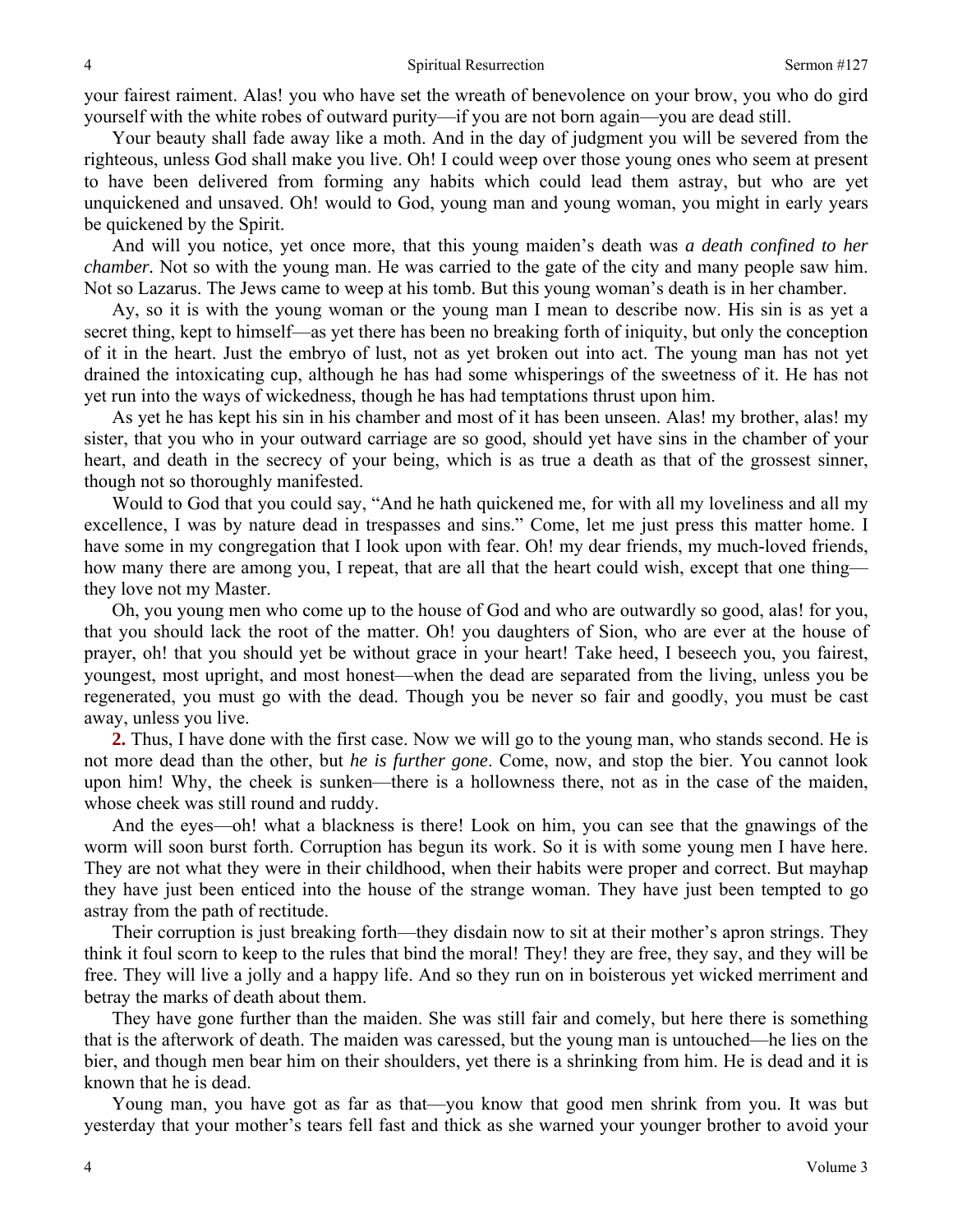your fairest raiment. Alas! you who have set the wreath of benevolence on your brow, you who do gird yourself with the white robes of outward purity—if you are not born again—you are dead still.

Your beauty shall fade away like a moth. And in the day of judgment you will be severed from the righteous, unless God shall make you live. Oh! I could weep over those young ones who seem at present to have been delivered from forming any habits which could lead them astray, but who are yet unquickened and unsaved. Oh! would to God, young man and young woman, you might in early years be quickened by the Spirit.

And will you notice, yet once more, that this young maiden's death was *a death confined to her chamber*. Not so with the young man. He was carried to the gate of the city and many people saw him. Not so Lazarus. The Jews came to weep at his tomb. But this young woman's death is in her chamber.

Ay, so it is with the young woman or the young man I mean to describe now. His sin is as yet a secret thing, kept to himself—as yet there has been no breaking forth of iniquity, but only the conception of it in the heart. Just the embryo of lust, not as yet broken out into act. The young man has not yet drained the intoxicating cup, although he has had some whisperings of the sweetness of it. He has not yet run into the ways of wickedness, though he has had temptations thrust upon him.

As yet he has kept his sin in his chamber and most of it has been unseen. Alas! my brother, alas! my sister, that you who in your outward carriage are so good, should yet have sins in the chamber of your heart, and death in the secrecy of your being, which is as true a death as that of the grossest sinner, though not so thoroughly manifested.

Would to God that you could say, "And he hath quickened me, for with all my loveliness and all my excellence, I was by nature dead in trespasses and sins." Come, let me just press this matter home. I have some in my congregation that I look upon with fear. Oh! my dear friends, my much-loved friends, how many there are among you, I repeat, that are all that the heart could wish, except that one thing—they love not my Master.

Oh, you young men who come up to the house of God and who are outwardly so good, alas! for you, that you should lack the root of the matter. Oh! you daughters of Sion, who are ever at the house of prayer, oh! that you should yet be without grace in your heart! Take heed, I beseech you, you fairest, youngest, most upright, and most honest—when the dead are separated from the living, unless you be regenerated, you must go with the dead. Though you be never so fair and goodly, you must be cast away, unless you live.

**2.** Thus, I have done with the first case. Now we will go to the young man, who stands second. He is not more dead than the other, but *he is further gone*. Come, now, and stop the bier. You cannot look upon him! Why, the cheek is sunken—there is a hollowness there, not as in the case of the maiden, whose cheek was still round and ruddy.

And the eyes—oh! what a blackness is there! Look on him, you can see that the gnawings of the worm will soon burst forth. Corruption has begun its work. So it is with some young men I have here. They are not what they were in their childhood, when their habits were proper and correct. But mayhap they have just been enticed into the house of the strange woman. They have just been tempted to go astray from the path of rectitude.

Their corruption is just breaking forth—they disdain now to sit at their mother's apron strings. They think it foul scorn to keep to the rules that bind the moral! They! they are free, they say, and they will be free. They will live a jolly and a happy life. And so they run on in boisterous yet wicked merriment and betray the marks of death about them.

They have gone further than the maiden. She was still fair and comely, but here there is something that is the afterwork of death. The maiden was caressed, but the young man is untouched—he lies on the bier, and though men bear him on their shoulders, yet there is a shrinking from him. He is dead and it is known that he is dead.

Young man, you have got as far as that—you know that good men shrink from you. It was but yesterday that your mother's tears fell fast and thick as she warned your younger brother to avoid your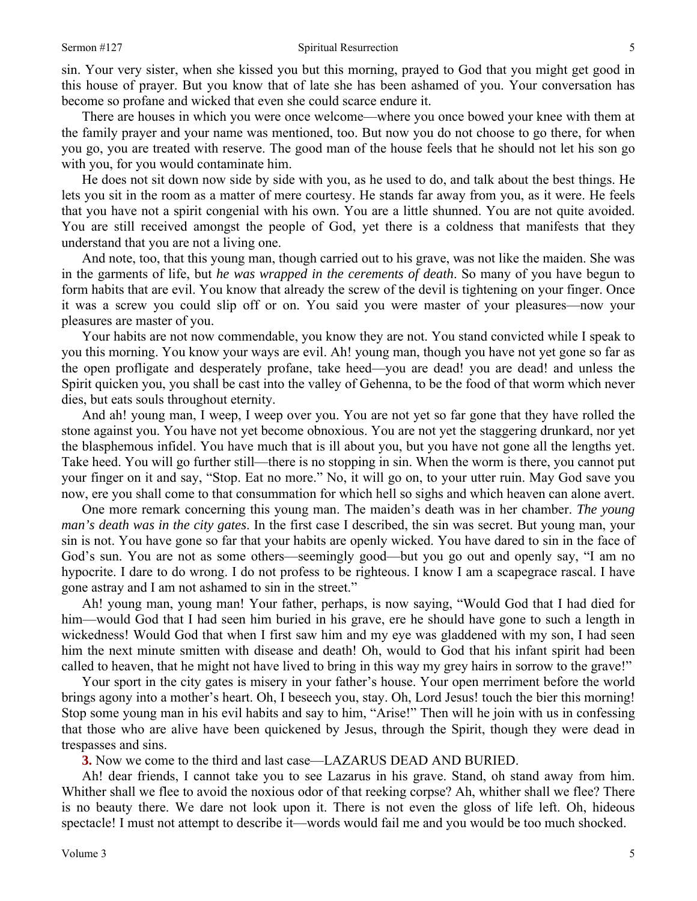sin. Your very sister, when she kissed you but this morning, prayed to God that you might get good in this house of prayer. But you know that of late she has been ashamed of you. Your conversation has become so profane and wicked that even she could scarce endure it.

There are houses in which you were once welcome—where you once bowed your knee with them at the family prayer and your name was mentioned, too. But now you do not choose to go there, for when you go, you are treated with reserve. The good man of the house feels that he should not let his son go with you, for you would contaminate him.

He does not sit down now side by side with you, as he used to do, and talk about the best things. He lets you sit in the room as a matter of mere courtesy. He stands far away from you, as it were. He feels that you have not a spirit congenial with his own. You are a little shunned. You are not quite avoided. You are still received amongst the people of God, yet there is a coldness that manifests that they understand that you are not a living one.

And note, too, that this young man, though carried out to his grave, was not like the maiden. She was in the garments of life, but *he was wrapped in the cerements of death*. So many of you have begun to form habits that are evil. You know that already the screw of the devil is tightening on your finger. Once it was a screw you could slip off or on. You said you were master of your pleasures—now your pleasures are master of you.

Your habits are not now commendable, you know they are not. You stand convicted while I speak to you this morning. You know your ways are evil. Ah! young man, though you have not yet gone so far as the open profligate and desperately profane, take heed—you are dead! you are dead! and unless the Spirit quicken you, you shall be cast into the valley of Gehenna, to be the food of that worm which never dies, but eats souls throughout eternity.

And ah! young man, I weep, I weep over you. You are not yet so far gone that they have rolled the stone against you. You have not yet become obnoxious. You are not yet the staggering drunkard, nor yet the blasphemous infidel. You have much that is ill about you, but you have not gone all the lengths yet. Take heed. You will go further still—there is no stopping in sin. When the worm is there, you cannot put your finger on it and say, "Stop. Eat no more." No, it will go on, to your utter ruin. May God save you now, ere you shall come to that consummation for which hell so sighs and which heaven can alone avert.

One more remark concerning this young man. The maiden's death was in her chamber. *The young man's death was in the city gates*. In the first case I described, the sin was secret. But young man, your sin is not. You have gone so far that your habits are openly wicked. You have dared to sin in the face of God's sun. You are not as some others—seemingly good—but you go out and openly say, "I am no hypocrite. I dare to do wrong. I do not profess to be righteous. I know I am a scapegrace rascal. I have gone astray and I am not ashamed to sin in the street."

Ah! young man, young man! Your father, perhaps, is now saying, "Would God that I had died for him—would God that I had seen him buried in his grave, ere he should have gone to such a length in wickedness! Would God that when I first saw him and my eye was gladdened with my son, I had seen him the next minute smitten with disease and death! Oh, would to God that his infant spirit had been called to heaven, that he might not have lived to bring in this way my grey hairs in sorrow to the grave!"

Your sport in the city gates is misery in your father's house. Your open merriment before the world brings agony into a mother's heart. Oh, I beseech you, stay. Oh, Lord Jesus! touch the bier this morning! Stop some young man in his evil habits and say to him, "Arise!" Then will he join with us in confessing that those who are alive have been quickened by Jesus, through the Spirit, though they were dead in trespasses and sins.

**3.** Now we come to the third and last case—LAZARUS DEAD AND BURIED.

Ah! dear friends, I cannot take you to see Lazarus in his grave. Stand, oh stand away from him. Whither shall we flee to avoid the noxious odor of that reeking corpse? Ah, whither shall we flee? There is no beauty there. We dare not look upon it. There is not even the gloss of life left. Oh, hideous spectacle! I must not attempt to describe it—words would fail me and you would be too much shocked.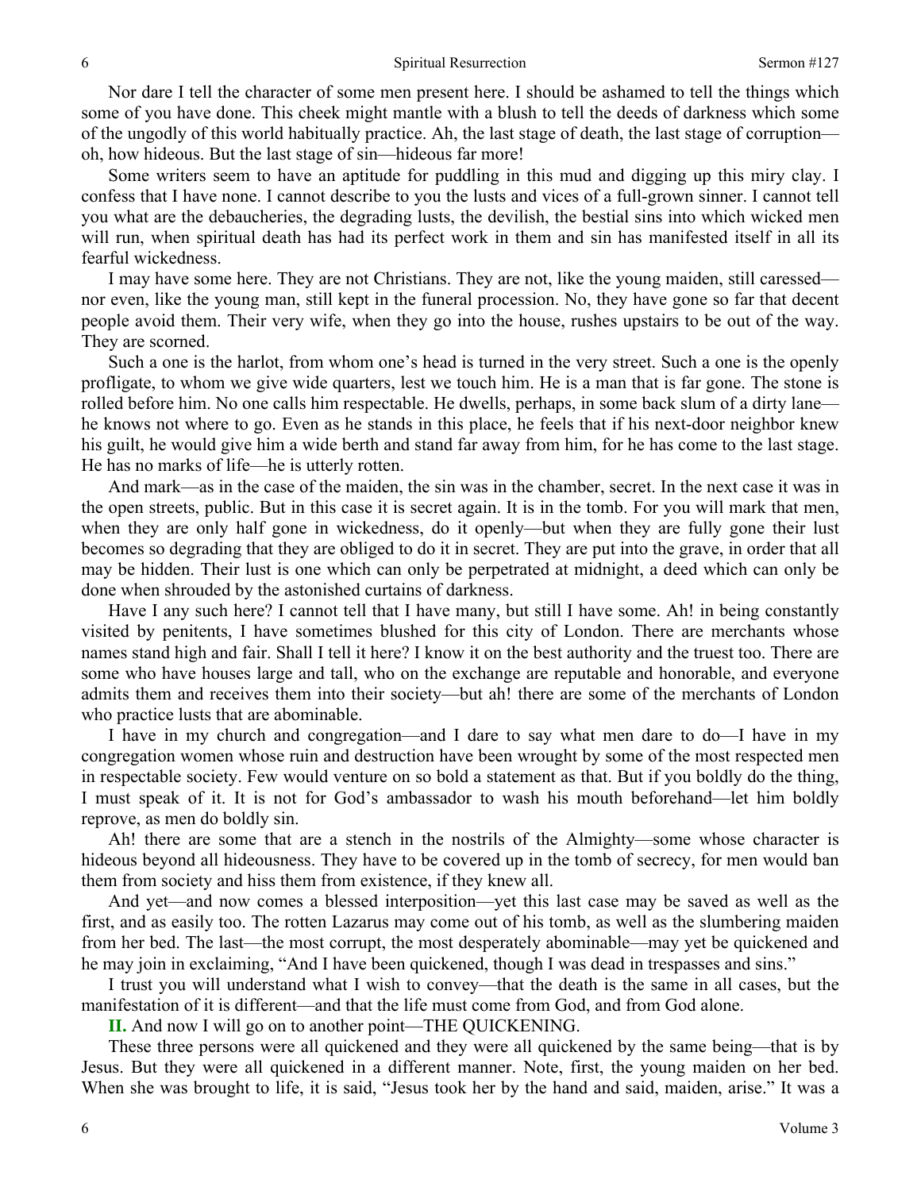Nor dare I tell the character of some men present here. I should be ashamed to tell the things which some of you have done. This cheek might mantle with a blush to tell the deeds of darkness which some of the ungodly of this world habitually practice. Ah, the last stage of death, the last stage of corruption—oh, how hideous. But the last stage of sin—hideous far more!

Some writers seem to have an aptitude for puddling in this mud and digging up this miry clay. I confess that I have none. I cannot describe to you the lusts and vices of a full-grown sinner. I cannot tell you what are the debaucheries, the degrading lusts, the devilish, the bestial sins into which wicked men will run, when spiritual death has had its perfect work in them and sin has manifested itself in all its fearful wickedness.

I may have some here. They are not Christians. They are not, like the young maiden, still caressed—nor even, like the young man, still kept in the funeral procession. No, they have gone so far that decent people avoid them. Their very wife, when they go into the house, rushes upstairs to be out of the way. They are scorned.

Such a one is the harlot, from whom one's head is turned in the very street. Such a one is the openly profligate, to whom we give wide quarters, lest we touch him. He is a man that is far gone. The stone is rolled before him. No one calls him respectable. He dwells, perhaps, in some back slum of a dirty lane—he knows not where to go. Even as he stands in this place, he feels that if his next-door neighbor knew his guilt, he would give him a wide berth and stand far away from him, for he has come to the last stage. He has no marks of life—he is utterly rotten.

And mark—as in the case of the maiden, the sin was in the chamber, secret. In the next case it was in the open streets, public. But in this case it is secret again. It is in the tomb. For you will mark that men, when they are only half gone in wickedness, do it openly—but when they are fully gone their lust becomes so degrading that they are obliged to do it in secret. They are put into the grave, in order that all may be hidden. Their lust is one which can only be perpetrated at midnight, a deed which can only be done when shrouded by the astonished curtains of darkness.

Have I any such here? I cannot tell that I have many, but still I have some. Ah! in being constantly visited by penitents, I have sometimes blushed for this city of London. There are merchants whose names stand high and fair. Shall I tell it here? I know it on the best authority and the truest too. There are some who have houses large and tall, who on the exchange are reputable and honorable, and everyone admits them and receives them into their society—but ah! there are some of the merchants of London who practice lusts that are abominable.

I have in my church and congregation—and I dare to say what men dare to do—I have in my congregation women whose ruin and destruction have been wrought by some of the most respected men in respectable society. Few would venture on so bold a statement as that. But if you boldly do the thing, I must speak of it. It is not for God's ambassador to wash his mouth beforehand—let him boldly reprove, as men do boldly sin.

Ah! there are some that are a stench in the nostrils of the Almighty—some whose character is hideous beyond all hideousness. They have to be covered up in the tomb of secrecy, for men would ban them from society and hiss them from existence, if they knew all.

And yet—and now comes a blessed interposition—yet this last case may be saved as well as the first, and as easily too. The rotten Lazarus may come out of his tomb, as well as the slumbering maiden from her bed. The last—the most corrupt, the most desperately abominable—may yet be quickened and he may join in exclaiming, "And I have been quickened, though I was dead in trespasses and sins."

I trust you will understand what I wish to convey—that the death is the same in all cases, but the manifestation of it is different—and that the life must come from God, and from God alone.

**II.** And now I will go on to another point—THE QUICKENING.

These three persons were all quickened and they were all quickened by the same being—that is by Jesus. But they were all quickened in a different manner. Note, first, the young maiden on her bed. When she was brought to life, it is said, "Jesus took her by the hand and said, maiden, arise." It was a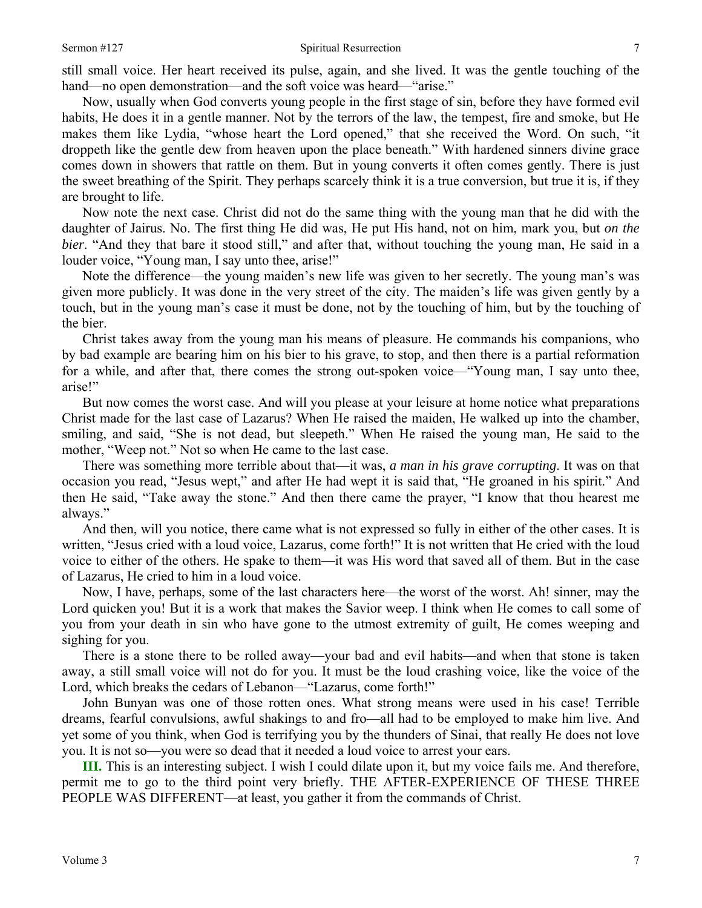still small voice. Her heart received its pulse, again, and she lived. It was the gentle touching of the hand—no open demonstration—and the soft voice was heard—"arise."

Now, usually when God converts young people in the first stage of sin, before they have formed evil habits, He does it in a gentle manner. Not by the terrors of the law, the tempest, fire and smoke, but He makes them like Lydia, "whose heart the Lord opened," that she received the Word. On such, "it droppeth like the gentle dew from heaven upon the place beneath." With hardened sinners divine grace comes down in showers that rattle on them. But in young converts it often comes gently. There is just the sweet breathing of the Spirit. They perhaps scarcely think it is a true conversion, but true it is, if they are brought to life.

Now note the next case. Christ did not do the same thing with the young man that he did with the daughter of Jairus. No. The first thing He did was, He put His hand, not on him, mark you, but *on the bier*. "And they that bare it stood still," and after that, without touching the young man, He said in a louder voice, "Young man, I say unto thee, arise!"

Note the difference—the young maiden's new life was given to her secretly. The young man's was given more publicly. It was done in the very street of the city. The maiden's life was given gently by a touch, but in the young man's case it must be done, not by the touching of him, but by the touching of the bier.

Christ takes away from the young man his means of pleasure. He commands his companions, who by bad example are bearing him on his bier to his grave, to stop, and then there is a partial reformation for a while, and after that, there comes the strong out-spoken voice—"Young man, I say unto thee, arise!"

But now comes the worst case. And will you please at your leisure at home notice what preparations Christ made for the last case of Lazarus? When He raised the maiden, He walked up into the chamber, smiling, and said, "She is not dead, but sleepeth." When He raised the young man, He said to the mother, "Weep not." Not so when He came to the last case.

There was something more terrible about that—it was, *a man in his grave corrupting*. It was on that occasion you read, "Jesus wept," and after He had wept it is said that, "He groaned in his spirit." And then He said, "Take away the stone." And then there came the prayer, "I know that thou hearest me always."

And then, will you notice, there came what is not expressed so fully in either of the other cases. It is written, "Jesus cried with a loud voice, Lazarus, come forth!" It is not written that He cried with the loud voice to either of the others. He spake to them—it was His word that saved all of them. But in the case of Lazarus, He cried to him in a loud voice.

Now, I have, perhaps, some of the last characters here—the worst of the worst. Ah! sinner, may the Lord quicken you! But it is a work that makes the Savior weep. I think when He comes to call some of you from your death in sin who have gone to the utmost extremity of guilt, He comes weeping and sighing for you.

There is a stone there to be rolled away—your bad and evil habits—and when that stone is taken away, a still small voice will not do for you. It must be the loud crashing voice, like the voice of the Lord, which breaks the cedars of Lebanon—"Lazarus, come forth!"

John Bunyan was one of those rotten ones. What strong means were used in his case! Terrible dreams, fearful convulsions, awful shakings to and fro—all had to be employed to make him live. And yet some of you think, when God is terrifying you by the thunders of Sinai, that really He does not love you. It is not so—you were so dead that it needed a loud voice to arrest your ears.

**III.** This is an interesting subject. I wish I could dilate upon it, but my voice fails me. And therefore, permit me to go to the third point very briefly. THE AFTER-EXPERIENCE OF THESE THREE PEOPLE WAS DIFFERENT—at least, you gather it from the commands of Christ.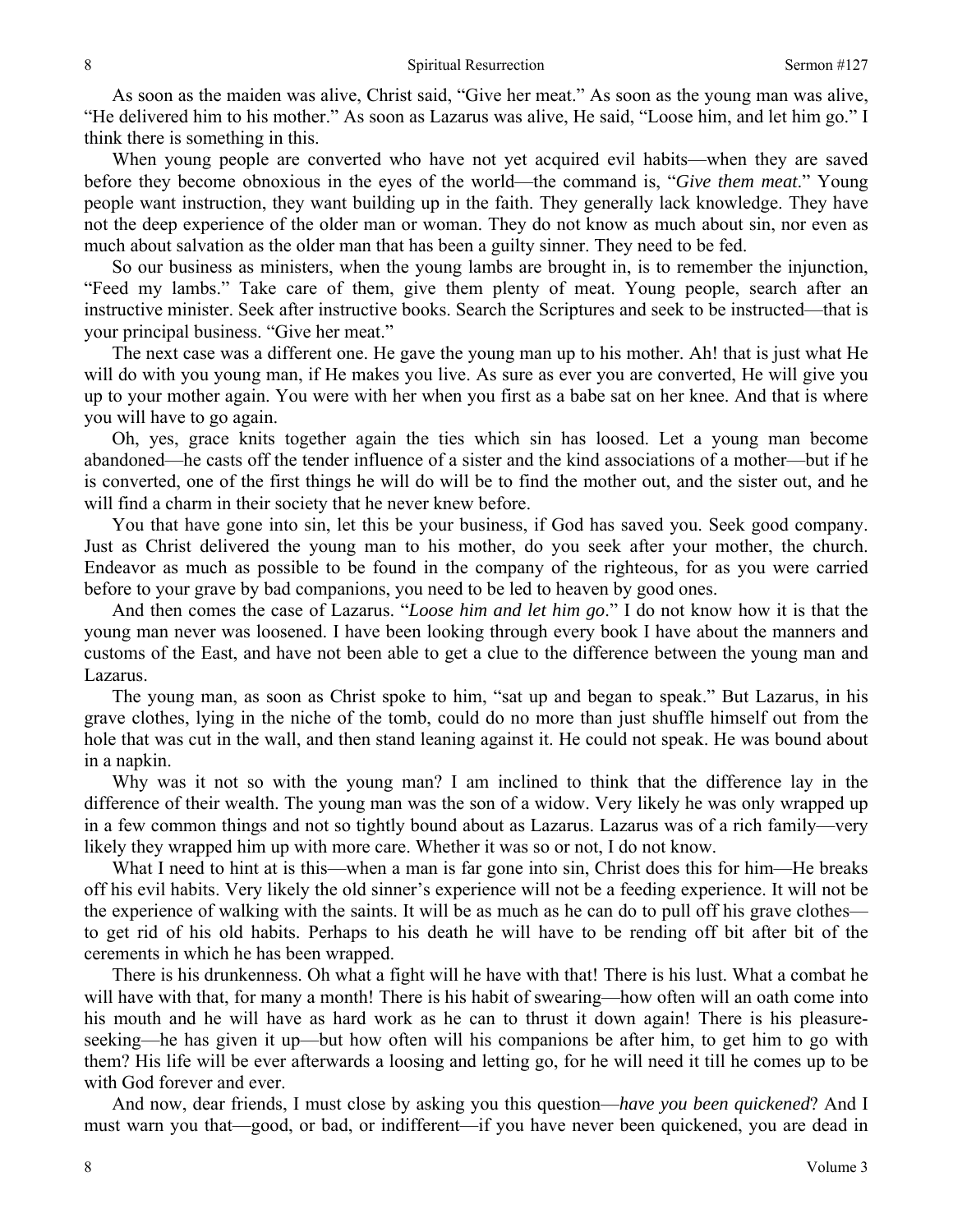As soon as the maiden was alive, Christ said, "Give her meat." As soon as the young man was alive, "He delivered him to his mother." As soon as Lazarus was alive, He said, "Loose him, and let him go." I think there is something in this.

When young people are converted who have not yet acquired evil habits—when they are saved before they become obnoxious in the eyes of the world—the command is, "*Give them meat*." Young people want instruction, they want building up in the faith. They generally lack knowledge. They have not the deep experience of the older man or woman. They do not know as much about sin, nor even as much about salvation as the older man that has been a guilty sinner. They need to be fed.

So our business as ministers, when the young lambs are brought in, is to remember the injunction, "Feed my lambs." Take care of them, give them plenty of meat. Young people, search after an instructive minister. Seek after instructive books. Search the Scriptures and seek to be instructed—that is your principal business. "Give her meat."

The next case was a different one. He gave the young man up to his mother. Ah! that is just what He will do with you young man, if He makes you live. As sure as ever you are converted, He will give you up to your mother again. You were with her when you first as a babe sat on her knee. And that is where you will have to go again.

Oh, yes, grace knits together again the ties which sin has loosed. Let a young man become abandoned—he casts off the tender influence of a sister and the kind associations of a mother—but if he is converted, one of the first things he will do will be to find the mother out, and the sister out, and he will find a charm in their society that he never knew before.

You that have gone into sin, let this be your business, if God has saved you. Seek good company. Just as Christ delivered the young man to his mother, do you seek after your mother, the church. Endeavor as much as possible to be found in the company of the righteous, for as you were carried before to your grave by bad companions, you need to be led to heaven by good ones.

And then comes the case of Lazarus. "*Loose him and let him go*." I do not know how it is that the young man never was loosened. I have been looking through every book I have about the manners and customs of the East, and have not been able to get a clue to the difference between the young man and Lazarus.

The young man, as soon as Christ spoke to him, "sat up and began to speak." But Lazarus, in his grave clothes, lying in the niche of the tomb, could do no more than just shuffle himself out from the hole that was cut in the wall, and then stand leaning against it. He could not speak. He was bound about in a napkin.

Why was it not so with the young man? I am inclined to think that the difference lay in the difference of their wealth. The young man was the son of a widow. Very likely he was only wrapped up in a few common things and not so tightly bound about as Lazarus. Lazarus was of a rich family—very likely they wrapped him up with more care. Whether it was so or not, I do not know.

What I need to hint at is this—when a man is far gone into sin, Christ does this for him—He breaks off his evil habits. Very likely the old sinner's experience will not be a feeding experience. It will not be the experience of walking with the saints. It will be as much as he can do to pull off his grave clothes—to get rid of his old habits. Perhaps to his death he will have to be rending off bit after bit of the cerements in which he has been wrapped.

There is his drunkenness. Oh what a fight will he have with that! There is his lust. What a combat he will have with that, for many a month! There is his habit of swearing—how often will an oath come into his mouth and he will have as hard work as he can to thrust it down again! There is his pleasure-seeking—he has given it up—but how often will his companions be after him, to get him to go with them? His life will be ever afterwards a loosing and letting go, for he will need it till he comes up to be with God forever and ever.

And now, dear friends, I must close by asking you this question—*have you been quickened*? And I must warn you that—good, or bad, or indifferent—if you have never been quickened, you are dead in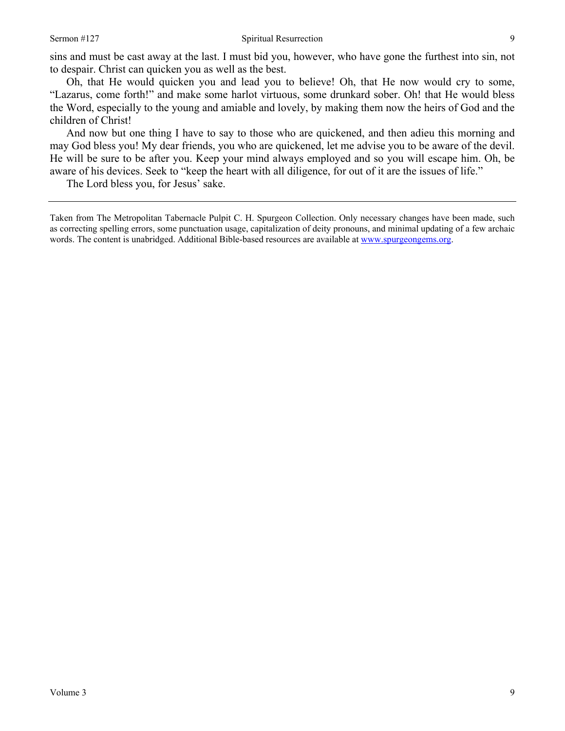sins and must be cast away at the last. I must bid you, however, who have gone the furthest into sin, not to despair. Christ can quicken you as well as the best.

Oh, that He would quicken you and lead you to believe! Oh, that He now would cry to some, "Lazarus, come forth!" and make some harlot virtuous, some drunkard sober. Oh! that He would bless the Word, especially to the young and amiable and lovely, by making them now the heirs of God and the children of Christ!

And now but one thing I have to say to those who are quickened, and then adieu this morning and may God bless you! My dear friends, you who are quickened, let me advise you to be aware of the devil. He will be sure to be after you. Keep your mind always employed and so you will escape him. Oh, be aware of his devices. Seek to "keep the heart with all diligence, for out of it are the issues of life."

The Lord bless you, for Jesus' sake.

---

Taken from The Metropolitan Tabernacle Pulpit C. H. Spurgeon Collection. Only necessary changes have been made, such as correcting spelling errors, some punctuation usage, capitalization of deity pronouns, and minimal updating of a few archaic words. The content is unabridged. Additional Bible-based resources are available at [www.spurgeongems.org](http://www.spurgeongems.org).